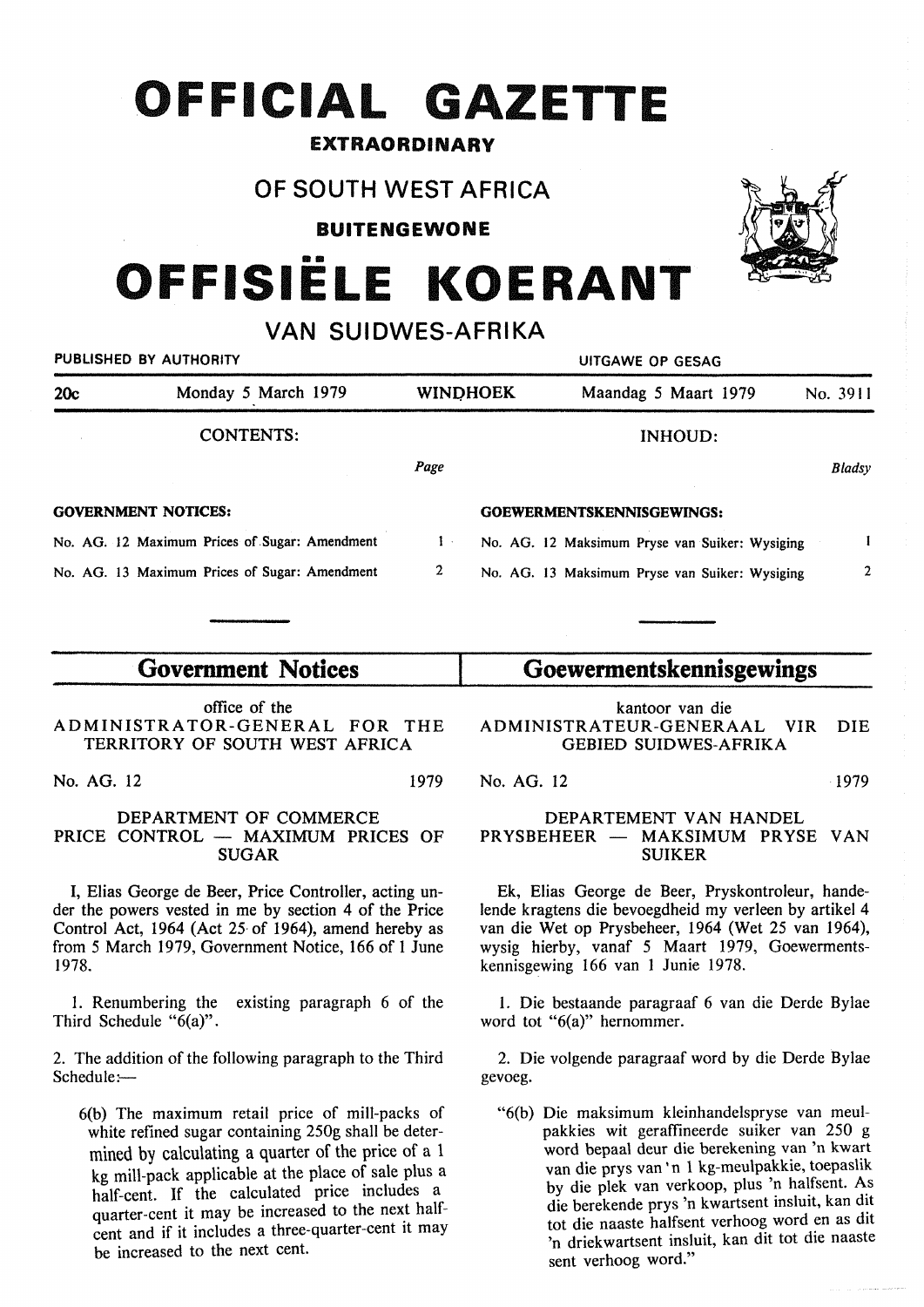# OFFICIAL GAZETTE

**EXTRAORDINARY**

## OF SOUTH WEST AFRICA

**BUITENGEWONE**

# OFFISIËLE KOERANT

## VAN SUIDWES-AFRIKA

PUBLISHED BY AUTHORITY — UITGAWE OP GESAG

20c — Monday 5 March 1979 — WINDHOEK — Maandag 5 Maart 1979 — No. 3911

**CONTENTS:**

| GOVERNMENT NOTICES: | Page |
| --- | --- |
| No. AG. 12 Maximum Prices of Sugar: Amendment | 1 |
| No. AG. 13 Maximum Prices of Sugar: Amendment | 2 |

**INHOUD:**

| GOEWERMENTSKENNISGEWINGS: | Bladsy |
| --- | --- |
| No. AG. 12 Maksimum Pryse van Suiker: Wysiging | 1 |
| No. AG. 13 Maksimum Pryse van Suiker: Wysiging | 2 |

## Government Notices

office of the
ADMINISTRATOR-GENERAL FOR THE TERRITORY OF SOUTH WEST AFRICA

No. AG. 12 — 1979

DEPARTMENT OF COMMERCE
PRICE CONTROL — MAXIMUM PRICES OF SUGAR

I, Elias George de Beer, Price Controller, acting under the powers vested in me by section 4 of the Price Control Act, 1964 (Act 25 of 1964), amend hereby as from 5 March 1979, Government Notice, 166 of 1 June 1978.

1. Renumbering the existing paragraph 6 of the Third Schedule "6(a)".

2. The addition of the following paragraph to the Third Schedule:—

6(b) The maximum retail price of mill-packs of white refined sugar containing 250g shall be determined by calculating a quarter of the price of a 1 kg mill-pack applicable at the place of sale plus a half-cent. If the calculated price includes a quarter-cent it may be increased to the next half-cent and if it includes a three-quarter-cent it may be increased to the next cent.

## Goewermentskennisgewings

kantoor van die
ADMINISTRATEUR-GENERAAL VIR DIE GEBIED SUIDWES-AFRIKA

No. AG. 12 — 1979

DEPARTEMENT VAN HANDEL
PRYSBEHEER — MAKSIMUM PRYSE VAN SUIKER

Ek, Elias George de Beer, Pryskontroleur, handelende kragtens die bevoegdheid my verleen by artikel 4 van die Wet op Prysbeheer, 1964 (Wet 25 van 1964), wysig hierby, vanaf 5 Maart 1979, Goewermentskennisgewing 166 van 1 Junie 1978.

1. Die bestaande paragraaf 6 van die Derde Bylae word tot "6(a)" hernommer.

2. Die volgende paragraaf word by die Derde Bylae gevoeg.

"6(b) Die maksimum kleinhandelspryse van meulpakkies wit geraffineerde suiker van 250 g word bepaal deur die berekening van 'n kwart van die prys van 'n 1 kg-meulpakkie, toepaslik by die plek van verkoop, plus 'n halfsent. As die berekende prys 'n kwartsent insluit, kan dit tot die naaste halfsent verhoog word en as dit 'n driekwartsent insluit, kan dit tot die naaste sent verhoog word."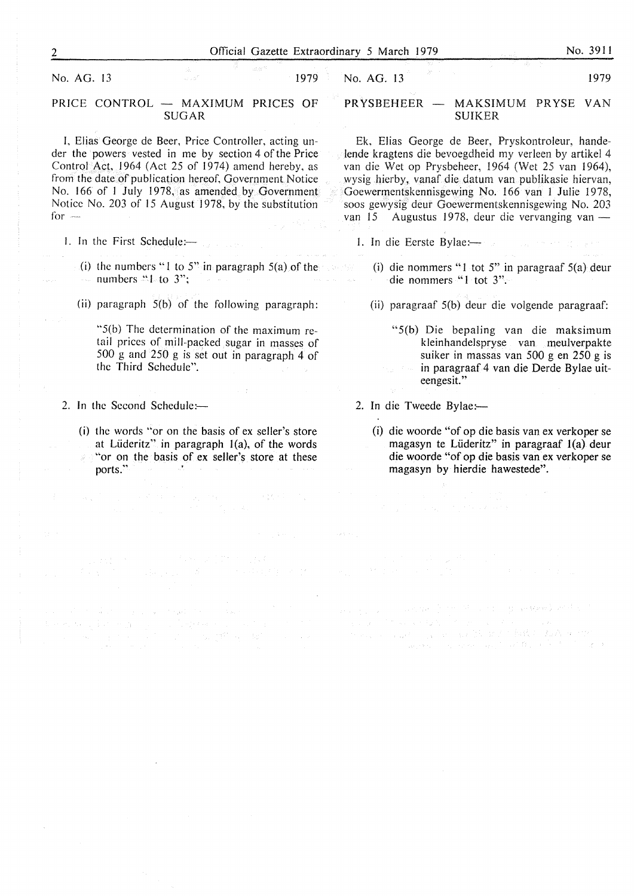No. AG. 13 1979

## PRICE CONTROL — MAXIMUM PRICES OF SUGAR

I, Elias George de Beer, Price Controller, acting under the powers vested in me by section 4 of the Price Control Act, 1964 (Act 25 of 1974) amend hereby, as from the date of publication hereof, Government Notice No. 166 of 1 July 1978, as amended by Government Notice No. 203 of 15 August 1978, by the substitution for —

1. In the First Schedule:—

   (i) the numbers "1 to 5" in paragraph 5(a) of the numbers "1 to 3";

   (ii) paragraph 5(b) of the following paragraph:

   "5(b) The determination of the maximum retail prices of mill-packed sugar in masses of 500 g and 250 g is set out in paragraph 4 of the Third Schedule".

2. In the Second Schedule:—

   (i) the words "or on the basis of ex seller's store at Lüderitz" in paragraph 1(a), of the words "or on the basis of ex seller's store at these ports."

No. AG. 13 1979

## PRYSBEHEER — MAKSIMUM PRYSE VAN SUIKER

Ek, Elias George de Beer, Pryskontroleur, handelende kragtens die bevoegdheid my verleen by artikel 4 van die Wet op Prysbeheer, 1964 (Wet 25 van 1964), wysig hierby, vanaf die datum van publikasie hiervan, Goewermentskennisgewing No. 166 van 1 Julie 1978, soos gewysig deur Goewermentskennisgewing No. 203 van 15 Augustus 1978, deur die vervanging van —

1. In die Eerste Bylae:—

   (i) die nommers "1 tot 5" in paragraaf 5(a) deur die nommers "1 tot 3".

   (ii) paragraaf 5(b) deur die volgende paragraaf:

   "5(b) Die bepaling van die maksimum kleinhandelspryse van meulverpakte suiker in massas van 500 g en 250 g is in paragraaf 4 van die Derde Bylae uiteengesit."

2. In die Tweede Bylae:—

   (i) die woorde "of op die basis van ex verkoper se magasyn te Lüderitz" in paragraaf 1(a) deur die woorde "of op die basis van ex verkoper se magasyn by hierdie hawestede".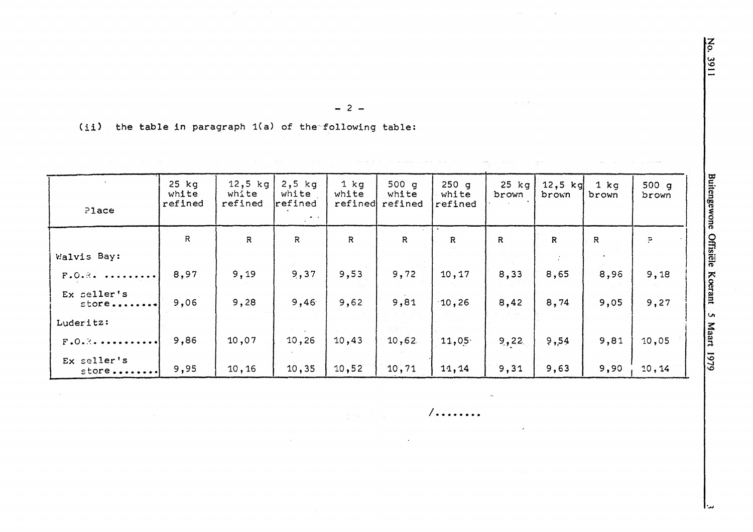- 2 -

(ii) the table in paragraph 1(a) of the following table:

| Place | 25 kg white refined | 12,5 kg white refined | 2,5 kg white refined | 1 kg white refined | 500 g white refined | 250 g white refined | 25 kg brown | 12,5 kg brown | 1 kg brown | 500 g brown |
|---|---|---|---|---|---|---|---|---|---|---|
| | R | R | R | R | R | R | R | R | R | R |
| Walvis Bay: | | | | | | | | | | |
| F.O.R. .......... | 8,97 | 9,19 | 9,37 | 9,53 | 9,72 | 10,17 | 8,33 | 8,65 | 8,96 | 9,18 |
| Ex seller's store........ | 9,06 | 9,28 | 9,46 | 9,62 | 9,81 | 10,26 | 8,42 | 8,74 | 9,05 | 9,27 |
| Luderitz: | | | | | | | | | | |
| F.O.R. .......... | 9,86 | 10,07 | 10,26 | 10,43 | 10,62 | 11,05 | 9,22 | 9,54 | 9,81 | 10,05 |
| Ex seller's store........ | 9,95 | 10,16 | 10,35 | 10,52 | 10,71 | 11,14 | 9,31 | 9,63 | 9,90 | 10,14 |

/........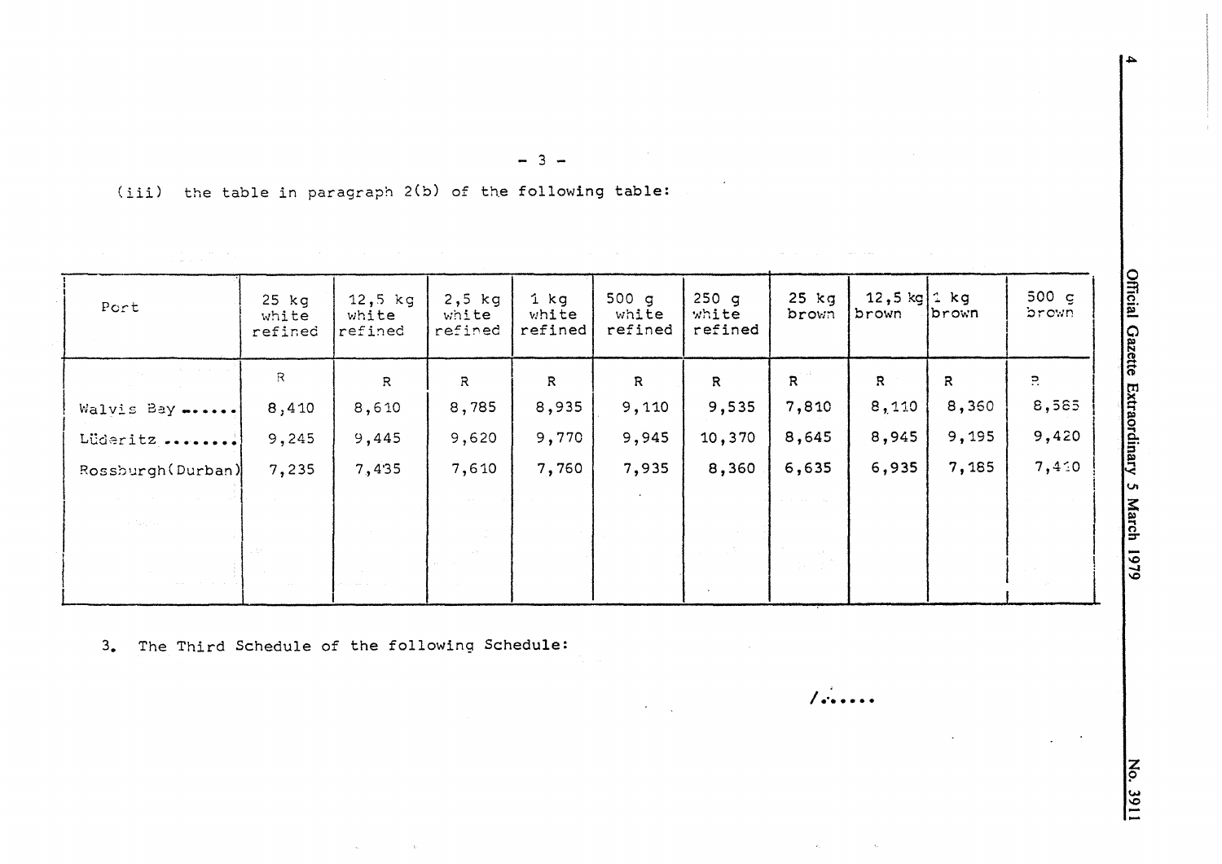(iii) the table in paragraph 2(b) of the following table:

| Port | 25 kg white refined | 12,5 kg white refined | 2,5 kg white refined | 1 kg white refined | 500 g white refined | 250 g white refined | 25 kg brown | 12,5 kg brown | 1 kg brown | 500 g brown |
|---|---|---|---|---|---|---|---|---|---|---|
| | R | R | R | R | R | R | R | R | R | R |
| Walvis Bay ...... | 8,410 | 8,610 | 8,785 | 8,935 | 9,110 | 9,535 | 7,810 | 8,110 | 8,360 | 8,585 |
| Lüderitz ........ | 9,245 | 9,445 | 9,620 | 9,770 | 9,945 | 10,370 | 8,645 | 8,945 | 9,195 | 9,420 |
| Rossburgh(Durban) | 7,235 | 7,435 | 7,610 | 7,760 | 7,935 | 8,360 | 6,635 | 6,935 | 7,185 | 7,410 |

3. The Third Schedule of the following Schedule:

/......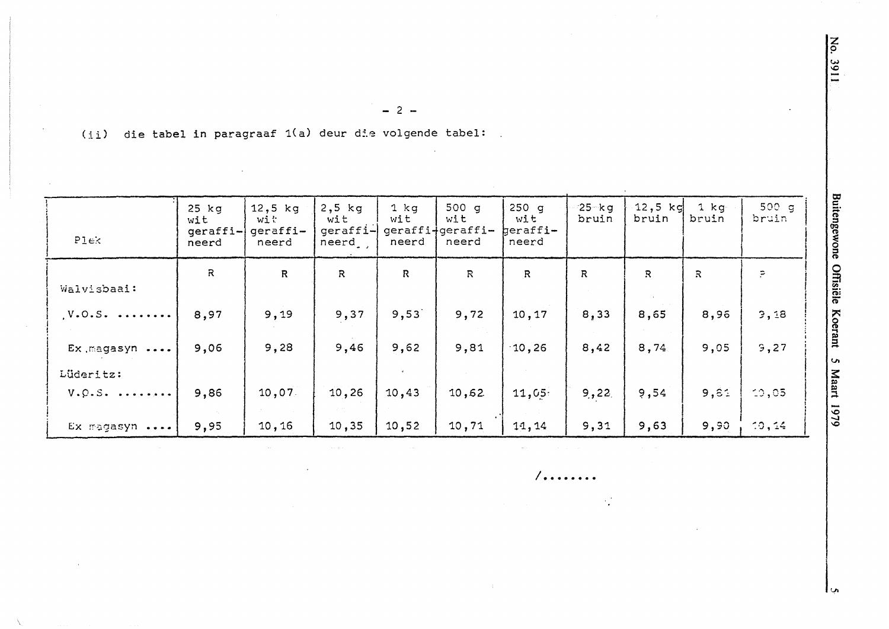- 2 -

(ii) die tabel in paragraaf 1(a) deur die volgende tabel:

| Plek | 25 kg wit geraffineerd | 12,5 kg wit geraffineerd | 2,5 kg wit geraffineerd | 1 kg wit geraffineerd | 500 g wit geraffineerd | 250 g wit geraffineerd | 25 kg bruin | 12,5 kg bruin | 1 kg bruin | 500 g bruin |
|---|---|---|---|---|---|---|---|---|---|---|
| | R | R | R | R | R | R | R | R | R | R |
| Walvisbaai: | | | | | | | | | | |
| V.O.S. ........ | 8,97 | 9,19 | 9,37 | 9,53 | 9,72 | 10,17 | 8,33 | 8,65 | 8,96 | 9,18 |
| Ex magasyn .... | 9,06 | 9,28 | 9,46 | 9,62 | 9,81 | 10,26 | 8,42 | 8,74 | 9,05 | 9,27 |
| Lüderitz: | | | | | | | | | | |
| V.O.S. ........ | 9,86 | 10,07 | 10,26 | 10,43 | 10,62 | 11,05 | 9,22 | 9,54 | 9,81 | 10,05 |
| Ex magasyn .... | 9,95 | 10,16 | 10,35 | 10,52 | 10,71 | 11,14 | 9,31 | 9,63 | 9,90 | 10,14 |

/........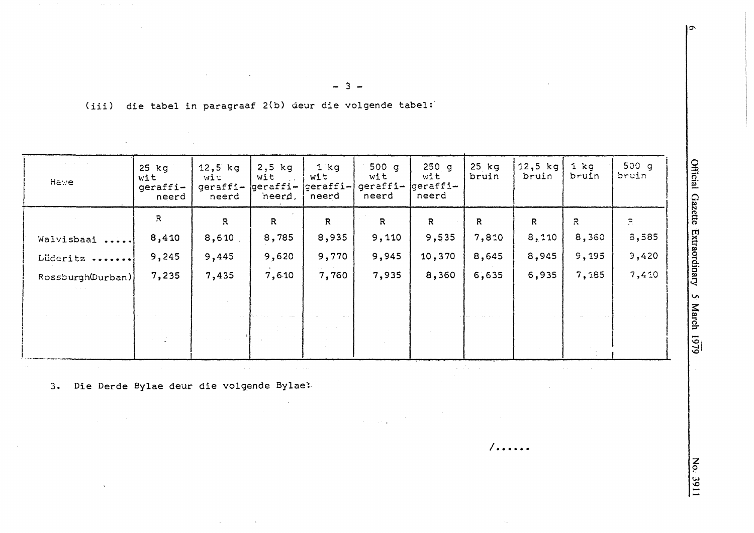(iii) die tabel in paragraaf 2(b) deur die volgende tabel:

| Hawe | 25 kg wit geraffineerd | 12,5 kg wit geraffineerd | 2,5 kg wit geraffineerd. | 1 kg wit geraffineerd | 500 g wit geraffineerd | 250 g wit geraffineerd | 25 kg bruin | 12,5 kg bruin | 1 kg bruin | 500 g bruin |
|---|---|---|---|---|---|---|---|---|---|---|
| | R | R | R | R | R | R | R | R | R | R |
| Walvisbaai ..... | 8,410 | 8,610 | 8,785 | 8,935 | 9,110 | 9,535 | 7,810 | 8,110 | 8,360 | 8,585 |
| Lüderitz ....... | 9,245 | 9,445 | 9,620 | 9,770 | 9,945 | 10,370 | 8,645 | 8,945 | 9,195 | 9,420 |
| Rossburgh(Durban) | 7,235 | 7,435 | 7,610 | 7,760 | 7,935 | 8,360 | 6,635 | 6,935 | 7,185 | 7,410 |

3. Die Derde Bylae deur die volgende Bylae:

/......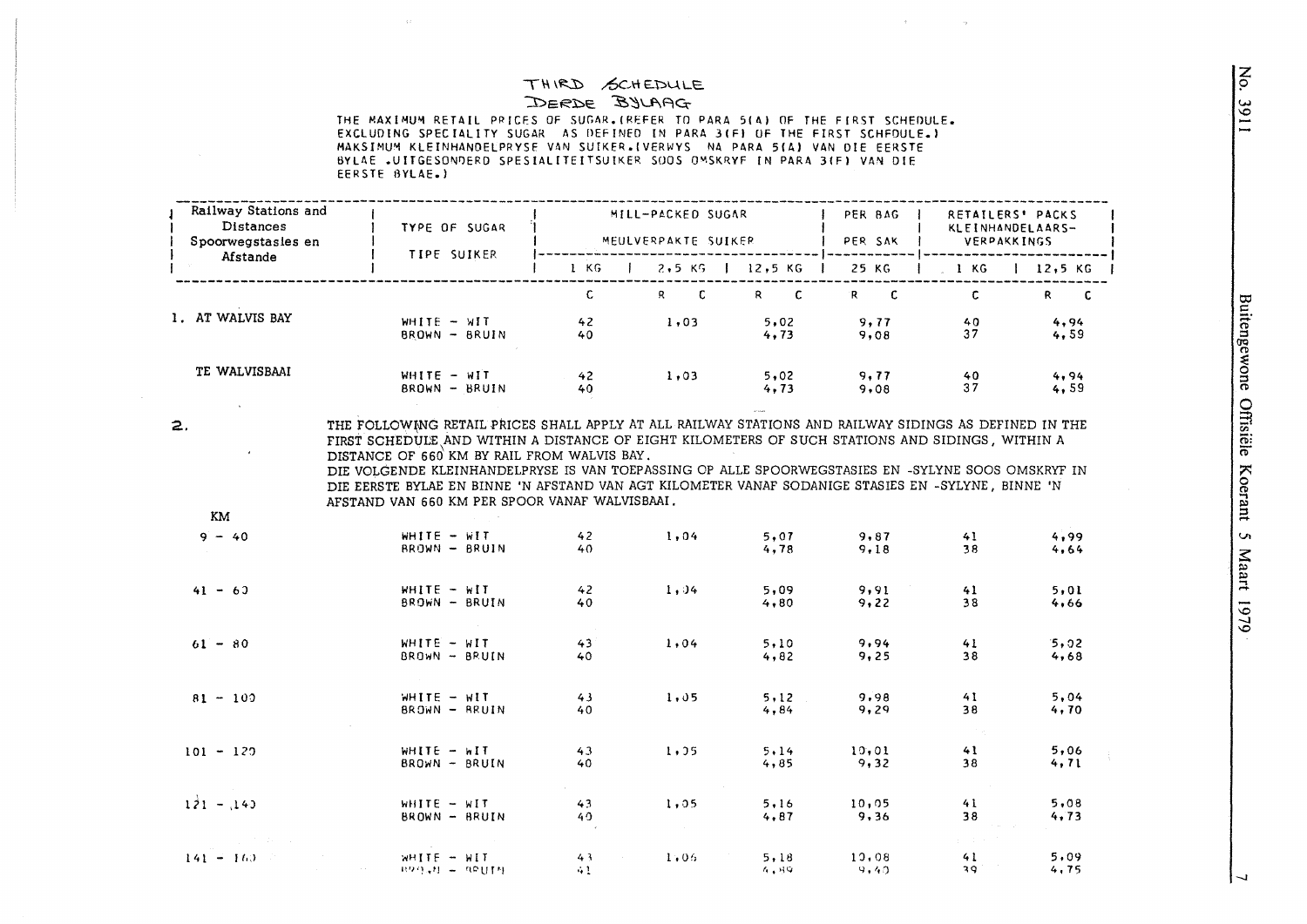# THIRD SCHEDULE
## DERDE BYLAAG

THE MAXIMUM RETAIL PRICES OF SUGAR.(REFER TO PARA 5(A) OF THE FIRST SCHEDULE. EXCLUDING SPECIALITY SUGAR AS DEFINED IN PARA 3(F) OF THE FIRST SCHEDULE.)
MAKSIMUM KLEINHANDELPRYSE VAN SUIKER.(VERWYS NA PARA 5(A) VAN DIE EERSTE BYLAE .UITGESONDERD SPESIALITEITSUIKER SOOS OMSKRYF IN PARA 3(F) VAN DIE EERSTE BYLAE.)

| Railway Stations and Distances / Spoorwegstasies en Afstande | TYPE OF SUGAR / TIPE SUIKER | MILL-PACKED SUGAR / MEULVERPAKTE SUIKER | | | PER BAG / PER SAK | RETAILERS' PACKS / KLEINHANDELAARS-VERPAKKINGS | |
|---|---|---|---|---|---|---|---|
| | | 1 KG | 2,5 KG | 12,5 KG | 25 KG | 1 KG | 12,5 KG |
| | | C | R C | R C | R C | C | R C |
| 1. AT WALVIS BAY | WHITE - WIT | 42 | 1,03 | 5,02 | 9,77 | 40 | 4,94 |
| | BROWN - BRUIN | 40 | | 4,73 | 9,08 | 37 | 4,59 |
| TE WALVISBAAI | WHITE - WIT | 42 | 1,03 | 5,02 | 9,77 | 40 | 4,94 |
| | BROWN - BRUIN | 40 | | 4,73 | 9,08 | 37 | 4,59 |

2. THE FOLLOWING RETAIL PRICES SHALL APPLY AT ALL RAILWAY STATIONS AND RAILWAY SIDINGS AS DEFINED IN THE FIRST SCHEDULE AND WITHIN A DISTANCE OF EIGHT KILOMETERS OF SUCH STATIONS AND SIDINGS, WITHIN A DISTANCE OF 660 KM BY RAIL FROM WALVIS BAY.
DIE VOLGENDE KLEINHANDELPRYSE IS VAN TOEPASSING OP ALLE SPOORWEGSTASIES EN -SYLYNE SOOS OMSKRYF IN DIE EERSTE BYLAE EN BINNE 'N AFSTAND VAN AGT KILOMETER VANAF SODANIGE STASIES EN -SYLYNE, BINNE 'N AFSTAND VAN 660 KM PER SPOOR VANAF WALVISBAAI.

| KM | TYPE OF SUGAR / TIPE SUIKER | 1 KG | 2,5 KG | 12,5 KG | 25 KG | 1 KG | 12,5 KG |
|---|---|---|---|---|---|---|---|
| 9 - 40 | WHITE - WIT | 42 | 1,04 | 5,07 | 9,87 | 41 | 4,99 |
| | BROWN - BRUIN | 40 | | 4,78 | 9,18 | 38 | 4,64 |
| 41 - 60 | WHITE - WIT | 42 | 1,04 | 5,09 | 9,91 | 41 | 5,01 |
| | BROWN - BRUIN | 40 | | 4,80 | 9,22 | 38 | 4,66 |
| 61 - 80 | WHITE - WIT | 43 | 1,04 | 5,10 | 9,94 | 41 | 5,02 |
| | BROWN - BRUIN | 40 | | 4,82 | 9,25 | 38 | 4,68 |
| 81 - 100 | WHITE - WIT | 43 | 1,05 | 5,12 | 9,98 | 41 | 5,04 |
| | BROWN - BRUIN | 40 | | 4,84 | 9,29 | 38 | 4,70 |
| 101 - 120 | WHITE - WIT | 43 | 1,05 | 5,14 | 10,01 | 41 | 5,06 |
| | BROWN - BRUIN | 40 | | 4,85 | 9,32 | 38 | 4,71 |
| 121 - 140 | WHITE - WIT | 43 | 1,05 | 5,16 | 10,05 | 41 | 5,08 |
| | BROWN - BRUIN | 40 | | 4,87 | 9,36 | 38 | 4,73 |
| 141 - 160 | WHITE - WIT | 43 | 1,06 | 5,18 | 10,08 | 41 | 5,09 |
| | BROWN - BRUIN | 41 | | 4,89 | 9,40 | 39 | 4,75 |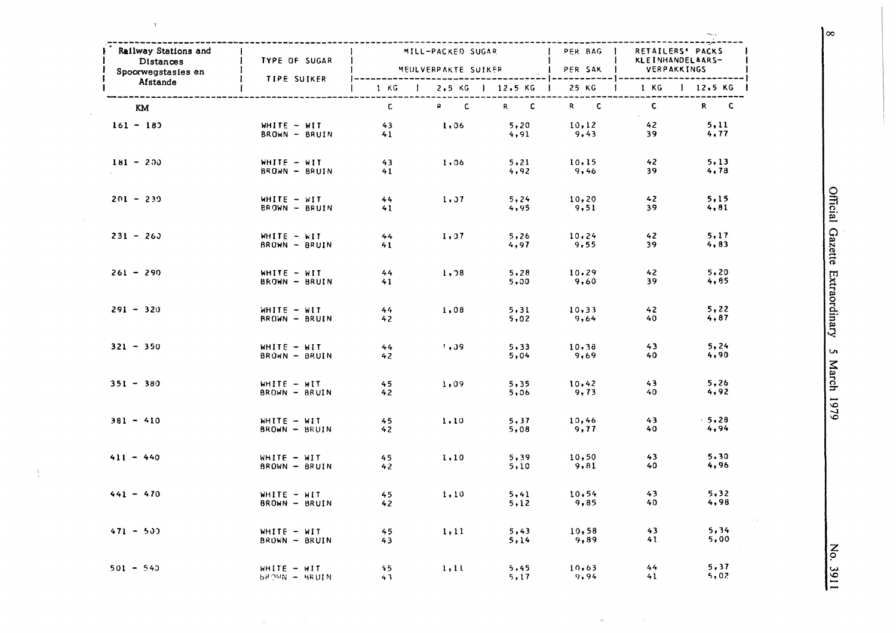| Railway Stations and Distances Spoorwegstasies en Afstande | TYPE OF SUGAR TIPE SUIKER | MILL-PACKED SUGAR MEULVERPAKTE SUIKER | | | PER BAG PER SAK | RETAILERS' PACKS KLEINHANDELAARS-VERPAKKINGS | |
|---|---|---|---|---|---|---|---|
| | | 1 KG | 2,5 KG | 12,5 KG | 25 KG | 1 KG | 12,5 KG |
| KM | | C | R C | R C | R C | C | R C |
| 161 - 180 | WHITE - WIT | 43 | 1,06 | 5,20 | 10,12 | 42 | 5,11 |
| | BROWN - BRUIN | 41 | | 4,91 | 9,43 | 39 | 4,77 |
| 181 - 200 | WHITE - WIT | 43 | 1,06 | 5,21 | 10,15 | 42 | 5,13 |
| | BROWN - BRUIN | 41 | | 4,92 | 9,46 | 39 | 4,78 |
| 201 - 230 | WHITE - WIT | 44 | 1,07 | 5,24 | 10,20 | 42 | 5,15 |
| | BROWN - BRUIN | 41 | | 4,95 | 9,51 | 39 | 4,81 |
| 231 - 260 | WHITE - WIT | 44 | 1,07 | 5,26 | 10,24 | 42 | 5,17 |
| | BROWN - BRUIN | 41 | | 4,97 | 9,55 | 39 | 4,83 |
| 261 - 290 | WHITE - WIT | 44 | 1,08 | 5,28 | 10,29 | 42 | 5,20 |
| | BROWN - BRUIN | 41 | | 5,00 | 9,60 | 39 | 4,85 |
| 291 - 320 | WHITE - WIT | 44 | 1,08 | 5,31 | 10,33 | 42 | 5,22 |
| | BROWN - BRUIN | 42 | | 5,02 | 9,64 | 40 | 4,87 |
| 321 - 350 | WHITE - WIT | 44 | 1,09 | 5,33 | 10,38 | 43 | 5,24 |
| | BROWN - BRUIN | 42 | | 5,04 | 9,69 | 40 | 4,90 |
| 351 - 380 | WHITE - WIT | 45 | 1,09 | 5,35 | 10,42 | 43 | 5,26 |
| | BROWN - BRUIN | 42 | | 5,06 | 9,73 | 40 | 4,92 |
| 381 - 410 | WHITE - WIT | 45 | 1,10 | 5,37 | 10,46 | 43 | 5,28 |
| | BROWN - BRUIN | 42 | | 5,08 | 9,77 | 40 | 4,94 |
| 411 - 440 | WHITE - WIT | 45 | 1,10 | 5,39 | 10,50 | 43 | 5,30 |
| | BROWN - BRUIN | 42 | | 5,10 | 9,81 | 40 | 4,96 |
| 441 - 470 | WHITE - WIT | 45 | 1,10 | 5,41 | 10,54 | 43 | 5,32 |
| | BROWN - BRUIN | 42 | | 5,12 | 9,85 | 40 | 4,98 |
| 471 - 500 | WHITE - WIT | 45 | 1,11 | 5,43 | 10,58 | 43 | 5,34 |
| | BROWN - BRUIN | 43 | | 5,14 | 9,89 | 41 | 5,00 |
| 501 - 540 | WHITE - WIT | 45 | 1,11 | 5,45 | 10,63 | 44 | 5,37 |
| | BROWN - BRUIN | 43 | | 5,17 | 9,94 | 41 | 5,02 |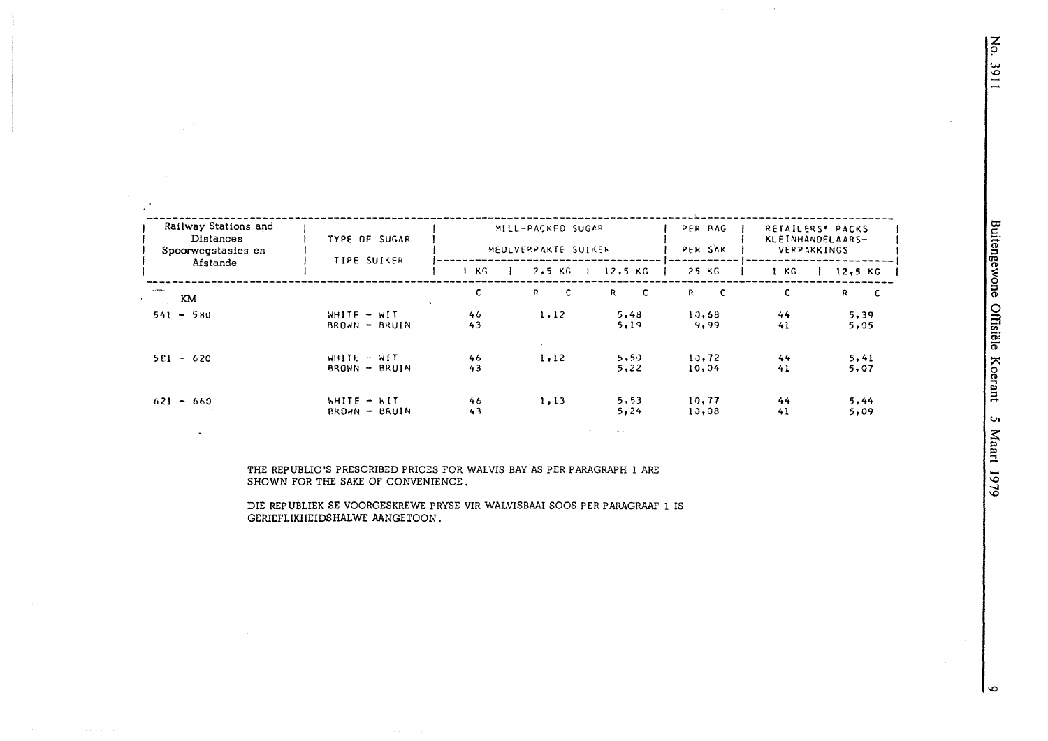| Railway Stations and Distances Spoorwegstasies en Afstande | TYPE OF SUGAR TIPE SUIKER | MILL-PACKED SUGAR MEULVERPAKTE SUIKER | | | PER BAG PER SAK | RETAILERS' PACKS KLEINHANDELAARS-VERPAKKINGS | |
|---|---|---|---|---|---|---|---|
| | | 1 KG | 2,5 KG | 12,5 KG | 25 KG | 1 KG | 12,5 KG |
| KM | | C | R C | R C | R C | C | R C |
| 541 - 580 | WHITE - WIT | 46 | 1,12 | 5,48 | 10,68 | 44 | 5,39 |
| | BROWN - BRUIN | 43 | | 5,19 | 9,99 | 41 | 5,05 |
| 581 - 620 | WHITE - WIT | 46 | 1,12 | 5,50 | 10,72 | 44 | 5,41 |
| | BROWN - BRUIN | 43 | | 5,22 | 10,04 | 41 | 5,07 |
| 621 - 660 | WHITE - WIT | 46 | 1,13 | 5,53 | 10,77 | 44 | 5,44 |
| | BROWN - BRUIN | 43 | | 5,24 | 10,08 | 41 | 5,09 |

THE REPUBLIC'S PRESCRIBED PRICES FOR WALVIS BAY AS PER PARAGRAPH 1 ARE SHOWN FOR THE SAKE OF CONVENIENCE.

DIE REPUBLIEK SE VOORGESKREWE PRYSE VIR WALVISBAAI SOOS PER PARAGRAAF 1 IS GERIEFLIKHEIDSHALWE AANGETOON.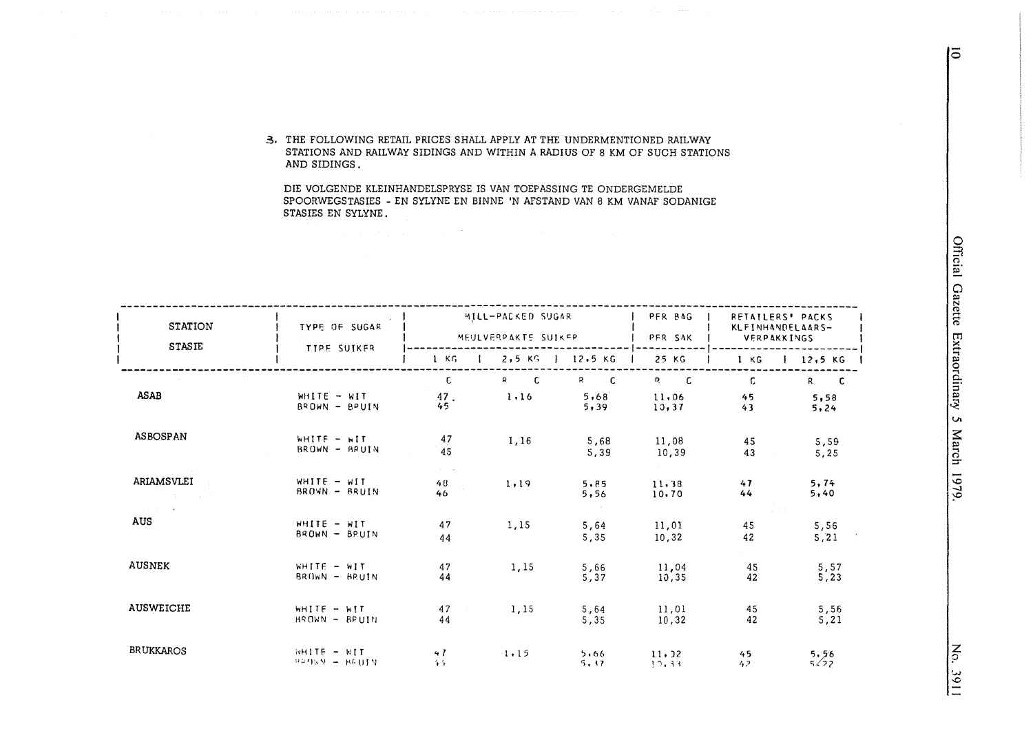3. THE FOLLOWING RETAIL PRICES SHALL APPLY AT THE UNDERMENTIONED RAILWAY STATIONS AND RAILWAY SIDINGS AND WITHIN A RADIUS OF 8 KM OF SUCH STATIONS AND SIDINGS.

DIE VOLGENDE KLEINHANDELSPRYSE IS VAN TOEPASSING TE ONDERGEMELDE SPOORWEGSTASIES - EN SYLYNE EN BINNE 'N AFSTAND VAN 8 KM VANAF SODANIGE STASIES EN SYLYNE.

| STATION / STASIE | TYPE OF SUGAR / TIPE SUIKER | MILL-PACKED SUGAR / MEULVERPAKTE SUIKER | | | PER BAG / PER SAK | RETAILERS' PACKS / KLEINHANDELAARS-VERPAKKINGS | |
|---|---|---|---|---|---|---|---|
| | | 1 KG | 2,5 KG | 12,5 KG | 25 KG | 1 KG | 12,5 KG |
| | | C | R C | R C | R C | C | R C |
| ASAB | WHITE - WIT | 47 | 1,16 | 5,68 | 11,06 | 45 | 5,58 |
| | BROWN - BRUIN | 45 | | 5,39 | 10,37 | 43 | 5,24 |
| ASBOSPAN | WHITE - WIT | 47 | 1,16 | 5,68 | 11,08 | 45 | 5,59 |
| | BROWN - BRUIN | 45 | | 5,39 | 10,39 | 43 | 5,25 |
| ARIAMSVLEI | WHITE - WIT | 48 | 1,19 | 5,85 | 11,38 | 47 | 5,74 |
| | BROWN - BRUIN | 46 | | 5,56 | 10,70 | 44 | 5,40 |
| AUS | WHITE - WIT | 47 | 1,15 | 5,64 | 11,01 | 45 | 5,56 |
| | BROWN - BRUIN | 44 | | 5,35 | 10,32 | 42 | 5,21 |
| AUSNEK | WHITE - WIT | 47 | 1,15 | 5,66 | 11,04 | 45 | 5,57 |
| | BROWN - BRUIN | 44 | | 5,37 | 10,35 | 42 | 5,23 |
| AUSWEICHE | WHITE - WIT | 47 | 1,15 | 5,64 | 11,01 | 45 | 5,56 |
| | BROWN - BRUIN | 44 | | 5,35 | 10,32 | 42 | 5,21 |
| BRUKKAROS | WHITE - WIT | 47 | 1,15 | 5,66 | 11,02 | 45 | 5,56 |
| | BROWN - BRUIN | 44 | | 5,37 | 10,33 | 42 | 5,22 |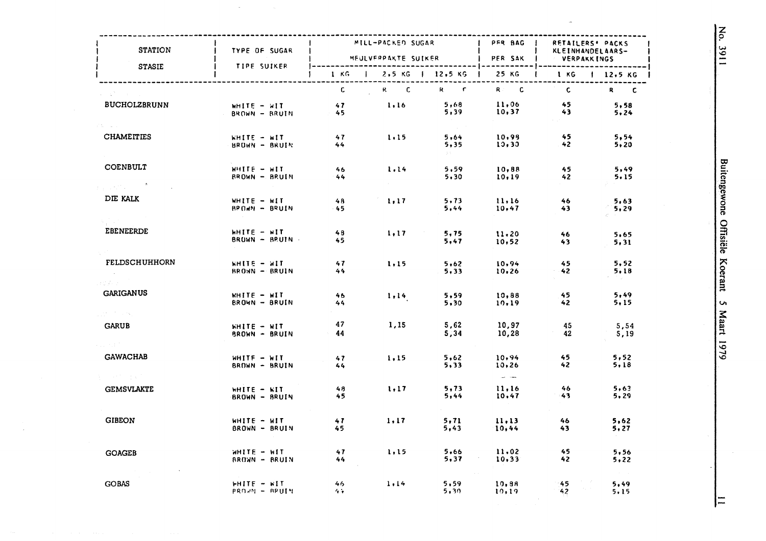| STATION<br>STASIE | TYPE OF SUGAR<br>TIPE SUIKER | MILL-PACKED SUGAR<br>MEULVERPAKTE SUIKER | | | PER BAG<br>PER SAK | RETAILERS' PACKS<br>KLEINHANDELAARS-VERPAKKINGS | |
|---|---|---|---|---|---|---|---|
| | | 1 KG | 2,5 KG | 12,5 KG | 25 KG | 1 KG | 12,5 KG |
| | | C | R C | R C | R C | C | R C |
| BUCHOLZBRUNN | WHITE - WIT<br>BROWN - BRUIN | 47<br>45 | 1,16 | 5,68<br>5,39 | 11,06<br>10,37 | 45<br>43 | 5,58<br>5,24 |
| CHAMEITIES | WHITE - WIT<br>BROWN - BRUIN | 47<br>44 | 1,15 | 5,64<br>5,35 | 10,98<br>10,30 | 45<br>42 | 5,54<br>5,20 |
| COENBULT | WHITE - WIT<br>BROWN - BRUIN | 46<br>44 | 1,14 | 5,59<br>5,30 | 10,88<br>10,19 | 45<br>42 | 5,49<br>5,15 |
| DIE KALK | WHITE - WIT<br>BROWN - BRUIN | 48<br>45 | 1,17 | 5,73<br>5,44 | 11,16<br>10,47 | 46<br>43 | 5,63<br>5,29 |
| EBENEERDE | WHITE - WIT<br>BROWN - BRUIN | 48<br>45 | 1,17 | 5,75<br>5,47 | 11,20<br>10,52 | 46<br>43 | 5,65<br>5,31 |
| FELDSCHUHHORN | WHITE - WIT<br>BROWN - BRUIN | 47<br>44 | 1,15 | 5,62<br>5,33 | 10,94<br>10,26 | 45<br>42 | 5,52<br>5,18 |
| GARIGANUS | WHITE - WIT<br>BROWN - BRUIN | 46<br>44 | 1,14 | 5,59<br>5,30 | 10,88<br>10,19 | 45<br>42 | 5,49<br>5,15 |
| GARUB | WHITE - WIT<br>BROWN - BRUIN | 47<br>44 | 1,15 | 5,62<br>5,34 | 10,97<br>10,28 | 45<br>42 | 5,54<br>5,19 |
| GAWACHAB | WHITE - WIT<br>BROWN - BRUIN | 47<br>44 | 1,15 | 5,62<br>5,33 | 10,94<br>10,26 | 45<br>42 | 5,52<br>5,18 |
| GEMSVLAKTE | WHITE - WIT<br>BROWN - BRUIN | 48<br>45 | 1,17 | 5,73<br>5,44 | 11,16<br>10,47 | 46<br>43 | 5,63<br>5,29 |
| GIBEON | WHITE - WIT<br>BROWN - BRUIN | 47<br>45 | 1,17 | 5,71<br>5,43 | 11,13<br>10,44 | 46<br>43 | 5,62<br>5,27 |
| GOAGEB | WHITE - WIT<br>BROWN - BRUIN | 47<br>44 | 1,15 | 5,66<br>5,37 | 11,02<br>10,33 | 45<br>42 | 5,56<br>5,22 |
| GOBAS | WHITE - WIT<br>BROWN - BRUIN | 46<br>44 | 1,14 | 5,59<br>5,30 | 10,88<br>10,19 | 45<br>42 | 5,49<br>5,15 |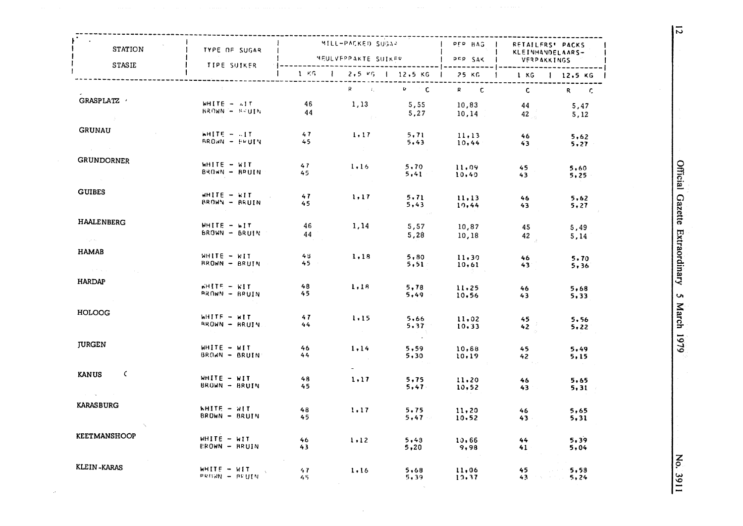| STATION<br>STASIE | TYPE OF SUGAR<br>TIPE SUIKER | MILL-PACKED SUGAR<br>MEULVERPAKTE SUIKER | | | PER BAG<br>PER SAK | RETAILERS' PACKS<br>KLEINHANDELAARS-VERPAKKINGS | |
|---|---|---|---|---|---|---|---|
| | | 1 KG | 2,5 KG | 12,5 KG | 25 KG | 1 KG | 12,5 KG |
| | | | R c | R c | R c | c | R c |
| GRASPLATZ | WHITE - WIT<br>BROWN - BRUIN | 46<br>44 | 1,13 | 5,55<br>5,27 | 10,83<br>10,14 | 44<br>42 | 5,47<br>5,12 |
| GRUNAU | WHITE - WIT<br>BROWN - BRUIN | 47<br>45 | 1,17 | 5,71<br>5,43 | 11,13<br>10,44 | 46<br>43 | 5,62<br>5,27 |
| GRUNDORNER | WHITE - WIT<br>BROWN - BRUIN | 47<br>45 | 1,16 | 5,70<br>5,41 | 11,09<br>10,40 | 45<br>43 | 5,60<br>5,25 |
| GUIBES | WHITE - WIT<br>BROWN - BRUIN | 47<br>45 | 1,17 | 5,71<br>5,43 | 11,13<br>10,44 | 46<br>43 | 5,62<br>5,27 |
| HAALENBERG | WHITE - WIT<br>BROWN - BRUIN | 46<br>44 | 1,14 | 5,57<br>5,28 | 10,87<br>10,18 | 45<br>42 | 5,49<br>5,14 |
| HAMAB | WHITE - WIT<br>BROWN - BRUIN | 48<br>45 | 1,18 | 5,80<br>5,51 | 11,30<br>10,61 | 46<br>43 | 5,70<br>5,36 |
| HARDAP | WHITE - WIT<br>BROWN - BRUIN | 48<br>45 | 1,18 | 5,78<br>5,49 | 11,25<br>10,56 | 46<br>43 | 5,68<br>5,33 |
| HOLOOG | WHITE - WIT<br>BROWN - BRUIN | 47<br>44 | 1,15 | 5,66<br>5,37 | 11,02<br>10,33 | 45<br>42 | 5,56<br>5,22 |
| JURGEN | WHITE - WIT<br>BROWN - BRUIN | 46<br>44 | 1,14 | 5,59<br>5,30 | 10,88<br>10,19 | 45<br>42 | 5,49<br>5,15 |
| KANUS | WHITE - WIT<br>BROWN - BRUIN | 48<br>45 | 1,17 | 5,75<br>5,47 | 11,20<br>10,52 | 46<br>43 | 5,65<br>5,31 |
| KARASBURG | WHITE - WIT<br>BROWN - BRUIN | 48<br>45 | 1,17 | 5,75<br>5,47 | 11,20<br>10,52 | 46<br>43 | 5,65<br>5,31 |
| KEETMANSHOOP | WHITE - WIT<br>BROWN - BRUIN | 46<br>43 | 1,12 | 5,48<br>5,20 | 10,66<br>9,98 | 44<br>41 | 5,39<br>5,04 |
| KLEIN-KARAS | WHITE - WIT<br>BROWN - BRUIN | 47<br>45 | 1,16 | 5,68<br>5,39 | 11,06<br>10,37 | 45<br>43 | 5,58<br>5,24 |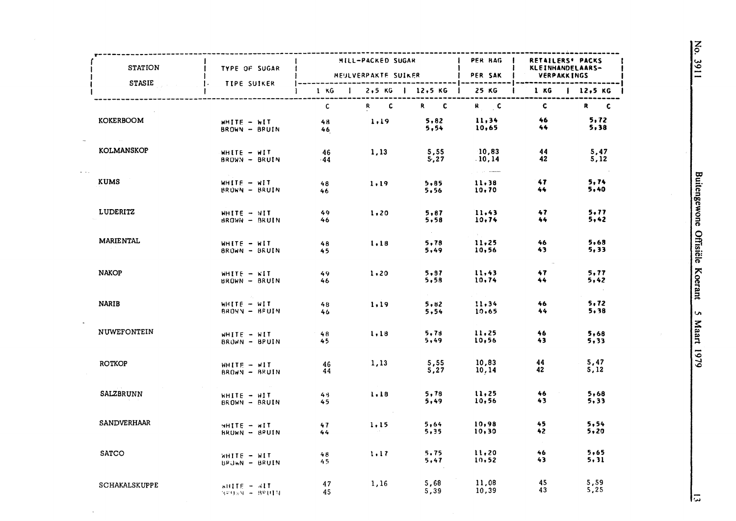| STATION / STASIE | TYPE OF SUGAR / TIPE SUIKER | MILL-PACKED SUGAR / MEULVERPAKTE SUIKER | | | PER BAG / PER SAK | RETAILERS' PACKS / KLEINHANDELAARS-VERPAKKINGS | |
|---|---|---|---|---|---|---|---|
| | | 1 KG | 2,5 KG | 12,5 KG | 25 KG | 1 KG | 12,5 KG |
| | | C | R C | R C | R C | C | R C |
| KOKERBOOM | WHITE - WIT | 48 | 1,19 | 5,82 | 11,34 | 46 | 5,72 |
| | BROWN - BRUIN | 46 | | 5,54 | 10,65 | 44 | 5,38 |
| KOLMANSKOP | WHITE - WIT | 46 | 1,13 | 5,55 | 10,83 | 44 | 5,47 |
| | BROWN - BRUIN | 44 | | 5,27 | 10,14 | 42 | 5,12 |
| KUMS | WHITE - WIT | 48 | 1,19 | 5,85 | 11,38 | 47 | 5,74 |
| | BROWN - BRUIN | 46 | | 5,56 | 10,70 | 44 | 5,40 |
| LUDERITZ | WHITE - WIT | 49 | 1,20 | 5,87 | 11,43 | 47 | 5,77 |
| | BROWN - BRUIN | 46 | | 5,58 | 10,74 | 44 | 5,42 |
| MARIENTAL | WHITE - WIT | 48 | 1,18 | 5,78 | 11,25 | 46 | 5,68 |
| | BROWN - BRUIN | 45 | | 5,49 | 10,56 | 43 | 5,33 |
| NAKOP | WHITE - WIT | 49 | 1,20 | 5,97 | 11,43 | 47 | 5,77 |
| | BROWN - BRUIN | 46 | | 5,58 | 10,74 | 44 | 5,42 |
| NARIB | WHITE - WIT | 48 | 1,19 | 5,82 | 11,34 | 46 | 5,72 |
| | BROWN - BRUIN | 46 | | 5,54 | 10,65 | 44 | 5,38 |
| NUWEFONTEIN | WHITE - WIT | 48 | 1,18 | 5,78 | 11,25 | 46 | 5,68 |
| | BROWN - BRUIN | 45 | | 5,49 | 10,56 | 43 | 5,33 |
| ROTKOP | WHITE - WIT | 46 | 1,13 | 5,55 | 10,83 | 44 | 5,47 |
| | BROWN - BRUIN | 44 | | 5,27 | 10,14 | 42 | 5,12 |
| SALZBRUNN | WHITE - WIT | 48 | 1,18 | 5,78 | 11,25 | 46 | 5,68 |
| | BROWN - BRUIN | 45 | | 5,49 | 10,56 | 43 | 5,33 |
| SANDVERHAAR | WHITE - WIT | 47 | 1,15 | 5,64 | 10,98 | 45 | 5,54 |
| | BROWN - BRUIN | 44 | | 5,35 | 10,30 | 42 | 5,20 |
| SATCO | WHITE - WIT | 48 | 1,17 | 5,75 | 11,20 | 46 | 5,65 |
| | BROWN - BRUIN | 45 | | 5,47 | 10,52 | 43 | 5,31 |
| SCHAKALSKUPPE | WHITE - WIT | 47 | 1,16 | 5,68 | 11,08 | 45 | 5,59 |
| | BROWN - BRUIN | 45 | | 5,39 | 10,39 | 43 | 5,25 |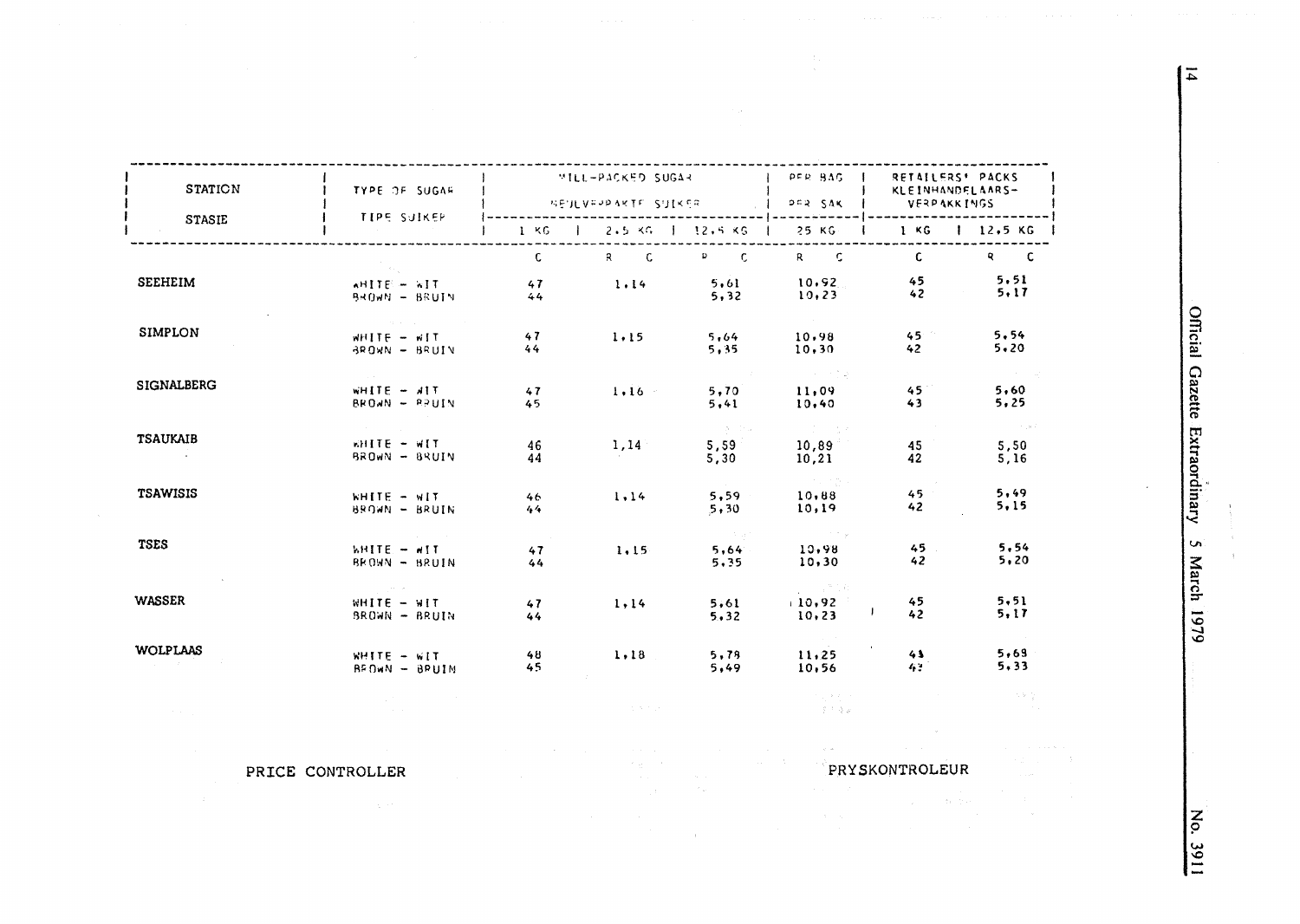| STATION<br>STASIE | TYPE OF SUGAR<br>TIPE SUIKER | MILL-PACKED SUGAR<br>MEULVERPAKTE SUIKER | | | PER BAG<br>PER SAK | RETAILERS' PACKS<br>KLEINHANDELAARS-VERPAKKINGS | |
|---|---|---|---|---|---|---|---|
| | | 1 KG | 2.5 KG | 12.5 KG | 25 KG | 1 KG | 12.5 KG |
| | | C | R C | R C | R C | C | R C |
| SEEHEIM | WHITE - WIT | 47 | 1,14 | 5,61 | 10,92 | 45 | 5,51 |
| | BROWN - BRUIN | 44 | | 5,32 | 10,23 | 42 | 5,17 |
| SIMPLON | WHITE - WIT | 47 | 1,15 | 5,64 | 10,98 | 45 | 5,54 |
| | BROWN - BRUIN | 44 | | 5,35 | 10,30 | 42 | 5,20 |
| SIGNALBERG | WHITE - WIT | 47 | 1,16 | 5,70 | 11,09 | 45 | 5,60 |
| | BROWN - BRUIN | 45 | | 5,41 | 10,40 | 43 | 5,25 |
| TSAUKAIB | WHITE - WIT | 46 | 1,14 | 5,59 | 10,89 | 45 | 5,50 |
| | BROWN - BRUIN | 44 | | 5,30 | 10,21 | 42 | 5,16 |
| TSAWISIS | WHITE - WIT | 46 | 1,14 | 5,59 | 10,88 | 45 | 5,49 |
| | BROWN - BRUIN | 44 | | 5,30 | 10,19 | 42 | 5,15 |
| TSES | WHITE - WIT | 47 | 1,15 | 5,64 | 10,98 | 45 | 5,54 |
| | BROWN - BRUIN | 44 | | 5,35 | 10,30 | 42 | 5,20 |
| WASSER | WHITE - WIT | 47 | 1,14 | 5,61 | 10,92 | 45 | 5,51 |
| | BROWN - BRUIN | 44 | | 5,32 | 10,23 | 42 | 5,17 |
| WOLPLAAS | WHITE - WIT | 48 | 1,18 | 5,78 | 11,25 | 45 | 5,68 |
| | BROWN - BRUIN | 45 | | 5,49 | 10,56 | 43 | 5,33 |

PRICE CONTROLLER

PRYSKONTROLEUR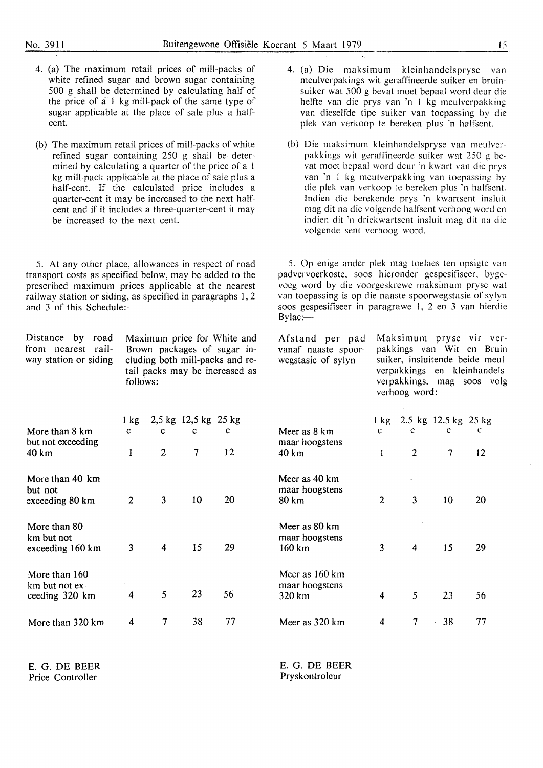4. (a) The maximum retail prices of mill-packs of white refined sugar and brown sugar containing 500 g shall be determined by calculating half of the price of a 1 kg mill-pack of the same type of sugar applicable at the place of sale plus a half-cent.

(b) The maximum retail prices of mill-packs of white refined sugar containing 250 g shall be determined by calculating a quarter of the price of a 1 kg mill-pack applicable at the place of sale plus a half-cent. If the calculated price includes a quarter-cent it may be increased to the next half-cent and if it includes a three-quarter-cent it may be increased to the next cent.

5. At any other place, allowances in respect of road transport costs as specified below, may be added to the prescribed maximum prices applicable at the nearest railway station or siding, as specified in paragraphs 1, 2 and 3 of this Schedule:-

| Distance by road from nearest railway station or siding | Maximum price for White and Brown packages of sugar including both mill-packs and retail packs may be increased as follows: | | | |
|---|---|---|---|---|
| | 1 kg | 2,5 kg | 12,5 kg | 25 kg |
| | c | c | c | c |
| More than 8 km but not exceeding 40 km | 1 | 2 | 7 | 12 |
| More than 40 km but not exceeding 80 km | 2 | 3 | 10 | 20 |
| More than 80 km but not exceeding 160 km | 3 | 4 | 15 | 29 |
| More than 160 km but not exceeding 320 km | 4 | 5 | 23 | 56 |
| More than 320 km | 4 | 7 | 38 | 77 |

E. G. DE BEER
Price Controller

4. (a) Die maksimum kleinhandelspryse van meulverpakkings wit geraffineerde suiker en bruinsuiker wat 500 g bevat moet bepaal word deur die helfte van die prys van 'n 1 kg meulverpakking van dieselfde tipe suiker van toepassing by die plek van verkoop te bereken plus 'n halfsent.

(b) Die maksimum kleinhandelspryse van meulverpakkings wit geraffineerde suiker wat 250 g bevat moet bepaal word deur 'n kwart van die prys van 'n 1 kg meulverpakking van toepassing by die plek van verkoop te bereken plus 'n halfsent. Indien die berekende prys 'n kwartsent insluit mag dit na die volgende halfsent verhoog word en indien dit 'n driekwartsent insluit mag dit na die volgende sent verhoog word.

5. Op enige ander plek mag toelaes ten opsigte van padvervoerkoste, soos hieronder gespesifiseer, bygevoeg word by die voorgeskrewe maksimum pryse wat van toepassing is op die naaste spoorwegstasie of sylyn soos gespesifiseer in paragrawe 1, 2 en 3 van hierdie Bylae:—

| Afstand per pad vanaf naaste spoorwegstasie of sylyn | Maksimum pryse vir verpakkings van Wit en Bruin suiker, insluitende beide meulverpakkings en kleinhandelsverpakkings, mag soos volg verhoog word: | | | |
|---|---|---|---|---|
| | 1 kg | 2,5 kg | 12.5 kg | 25 kg |
| | c | c | c | c |
| Meer as 8 km maar hoogstens 40 km | 1 | 2 | 7 | 12 |
| Meer as 40 km maar hoogstens 80 km | 2 | 3 | 10 | 20 |
| Meer as 80 km maar hoogstens 160 km | 3 | 4 | 15 | 29 |
| Meer as 160 km maar hoogstens 320 km | 4 | 5 | 23 | 56 |
| Meer as 320 km | 4 | 7 | 38 | 77 |

E. G. DE BEER
Pryskontroleur